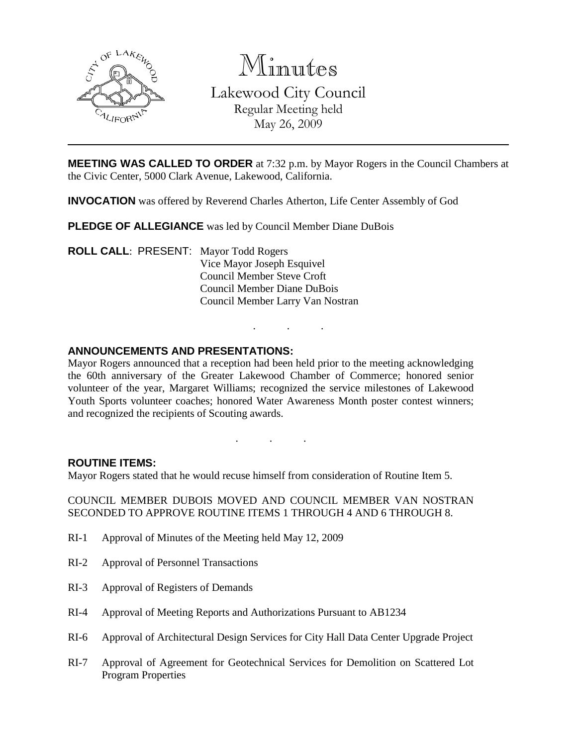# Minutes

Lakewood City Council
Regular Meeting held
May 26, 2009

---

**MEETING WAS CALLED TO ORDER** at 7:32 p.m. by Mayor Rogers in the Council Chambers at the Civic Center, 5000 Clark Avenue, Lakewood, California.

**INVOCATION** was offered by Reverend Charles Atherton, Life Center Assembly of God

**PLEDGE OF ALLEGIANCE** was led by Council Member Diane DuBois

**ROLL CALL**: PRESENT: Mayor Todd Rogers
Vice Mayor Joseph Esquivel
Council Member Steve Croft
Council Member Diane DuBois
Council Member Larry Van Nostran

. . .

**ANNOUNCEMENTS AND PRESENTATIONS:**
Mayor Rogers announced that a reception had been held prior to the meeting acknowledging the 60th anniversary of the Greater Lakewood Chamber of Commerce; honored senior volunteer of the year, Margaret Williams; recognized the service milestones of Lakewood Youth Sports volunteer coaches; honored Water Awareness Month poster contest winners; and recognized the recipients of Scouting awards.

. . .

**ROUTINE ITEMS:**
Mayor Rogers stated that he would recuse himself from consideration of Routine Item 5.

COUNCIL MEMBER DUBOIS MOVED AND COUNCIL MEMBER VAN NOSTRAN SECONDED TO APPROVE ROUTINE ITEMS 1 THROUGH 4 AND 6 THROUGH 8.

RI-1 Approval of Minutes of the Meeting held May 12, 2009

RI-2 Approval of Personnel Transactions

RI-3 Approval of Registers of Demands

RI-4 Approval of Meeting Reports and Authorizations Pursuant to AB1234

RI-6 Approval of Architectural Design Services for City Hall Data Center Upgrade Project

RI-7 Approval of Agreement for Geotechnical Services for Demolition on Scattered Lot Program Properties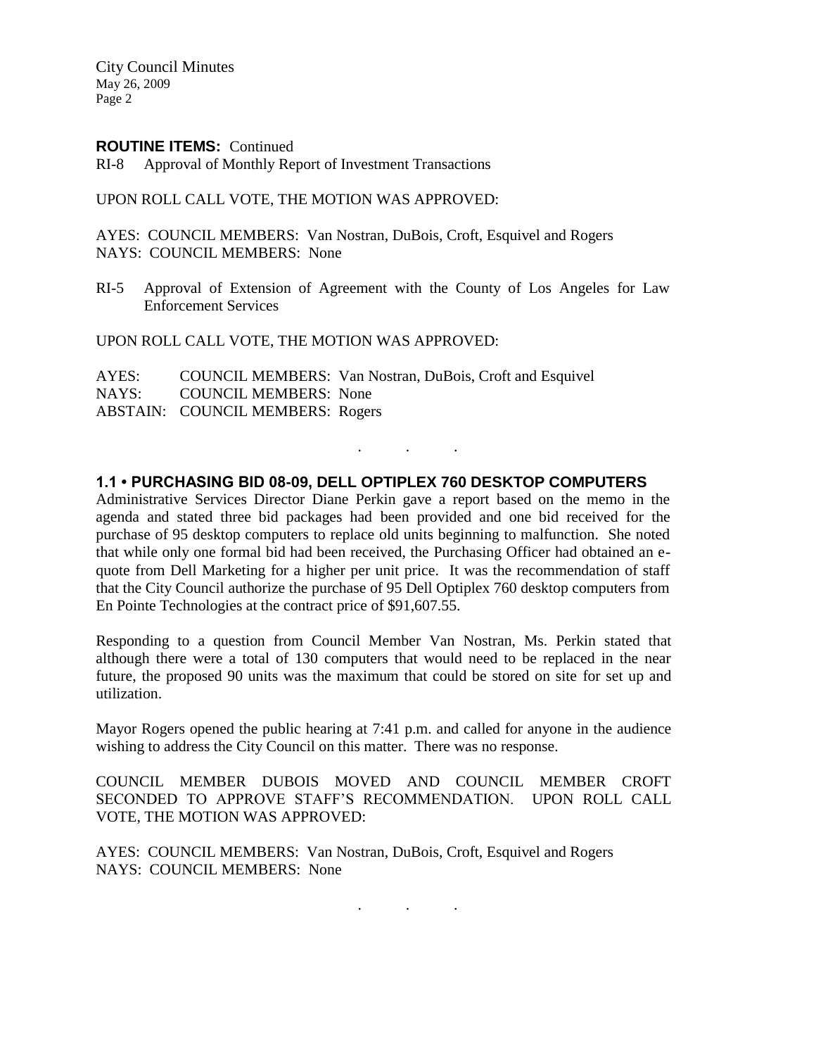**ROUTINE ITEMS:** Continued

RI-8 Approval of Monthly Report of Investment Transactions

UPON ROLL CALL VOTE, THE MOTION WAS APPROVED:

AYES: COUNCIL MEMBERS: Van Nostran, DuBois, Croft, Esquivel and Rogers
NAYS: COUNCIL MEMBERS: None

RI-5 Approval of Extension of Agreement with the County of Los Angeles for Law Enforcement Services

UPON ROLL CALL VOTE, THE MOTION WAS APPROVED:

AYES: COUNCIL MEMBERS: Van Nostran, DuBois, Croft and Esquivel
NAYS: COUNCIL MEMBERS: None
ABSTAIN: COUNCIL MEMBERS: Rogers

. . .

## 1.1 • PURCHASING BID 08-09, DELL OPTIPLEX 760 DESKTOP COMPUTERS

Administrative Services Director Diane Perkin gave a report based on the memo in the agenda and stated three bid packages had been provided and one bid received for the purchase of 95 desktop computers to replace old units beginning to malfunction. She noted that while only one formal bid had been received, the Purchasing Officer had obtained an e-quote from Dell Marketing for a higher per unit price. It was the recommendation of staff that the City Council authorize the purchase of 95 Dell Optiplex 760 desktop computers from En Pointe Technologies at the contract price of $91,607.55.

Responding to a question from Council Member Van Nostran, Ms. Perkin stated that although there were a total of 130 computers that would need to be replaced in the near future, the proposed 90 units was the maximum that could be stored on site for set up and utilization.

Mayor Rogers opened the public hearing at 7:41 p.m. and called for anyone in the audience wishing to address the City Council on this matter. There was no response.

COUNCIL MEMBER DUBOIS MOVED AND COUNCIL MEMBER CROFT SECONDED TO APPROVE STAFF'S RECOMMENDATION. UPON ROLL CALL VOTE, THE MOTION WAS APPROVED:

AYES: COUNCIL MEMBERS: Van Nostran, DuBois, Croft, Esquivel and Rogers
NAYS: COUNCIL MEMBERS: None

. . .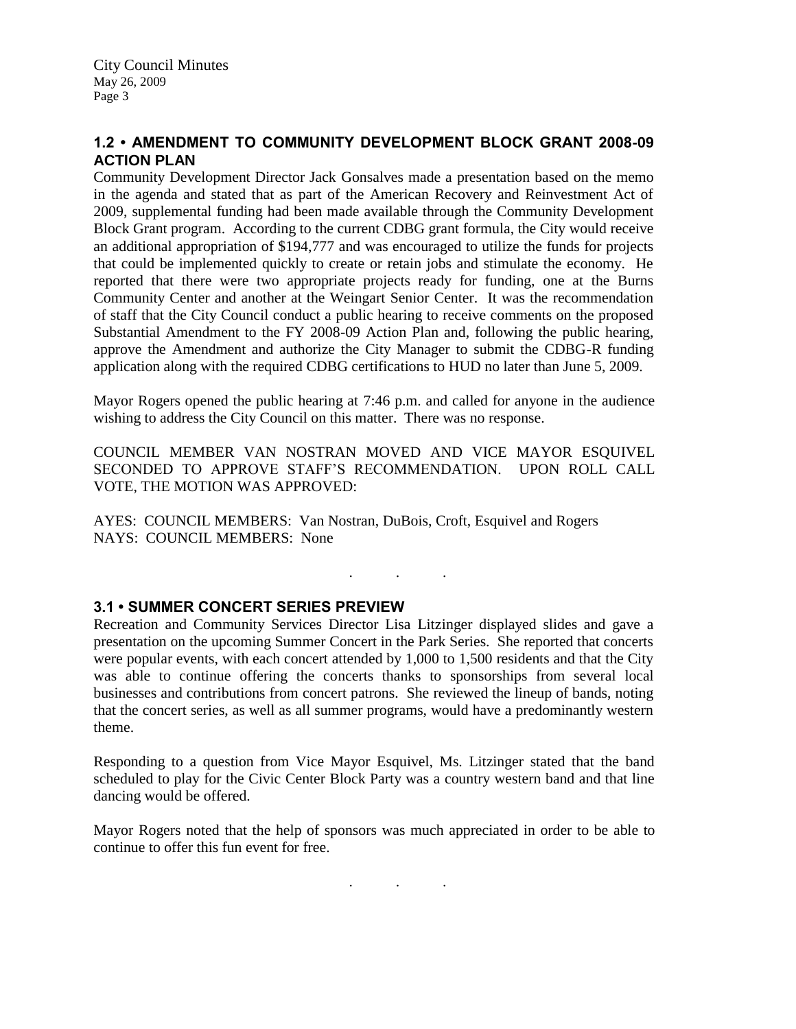## 1.2 • AMENDMENT TO COMMUNITY DEVELOPMENT BLOCK GRANT 2008-09 ACTION PLAN

Community Development Director Jack Gonsalves made a presentation based on the memo in the agenda and stated that as part of the American Recovery and Reinvestment Act of 2009, supplemental funding had been made available through the Community Development Block Grant program. According to the current CDBG grant formula, the City would receive an additional appropriation of $194,777 and was encouraged to utilize the funds for projects that could be implemented quickly to create or retain jobs and stimulate the economy. He reported that there were two appropriate projects ready for funding, one at the Burns Community Center and another at the Weingart Senior Center. It was the recommendation of staff that the City Council conduct a public hearing to receive comments on the proposed Substantial Amendment to the FY 2008-09 Action Plan and, following the public hearing, approve the Amendment and authorize the City Manager to submit the CDBG-R funding application along with the required CDBG certifications to HUD no later than June 5, 2009.

Mayor Rogers opened the public hearing at 7:46 p.m. and called for anyone in the audience wishing to address the City Council on this matter. There was no response.

COUNCIL MEMBER VAN NOSTRAN MOVED AND VICE MAYOR ESQUIVEL SECONDED TO APPROVE STAFF'S RECOMMENDATION. UPON ROLL CALL VOTE, THE MOTION WAS APPROVED:

AYES: COUNCIL MEMBERS: Van Nostran, DuBois, Croft, Esquivel and Rogers
NAYS: COUNCIL MEMBERS: None

. . .

## 3.1 • SUMMER CONCERT SERIES PREVIEW

Recreation and Community Services Director Lisa Litzinger displayed slides and gave a presentation on the upcoming Summer Concert in the Park Series. She reported that concerts were popular events, with each concert attended by 1,000 to 1,500 residents and that the City was able to continue offering the concerts thanks to sponsorships from several local businesses and contributions from concert patrons. She reviewed the lineup of bands, noting that the concert series, as well as all summer programs, would have a predominantly western theme.

Responding to a question from Vice Mayor Esquivel, Ms. Litzinger stated that the band scheduled to play for the Civic Center Block Party was a country western band and that line dancing would be offered.

Mayor Rogers noted that the help of sponsors was much appreciated in order to be able to continue to offer this fun event for free.

. . .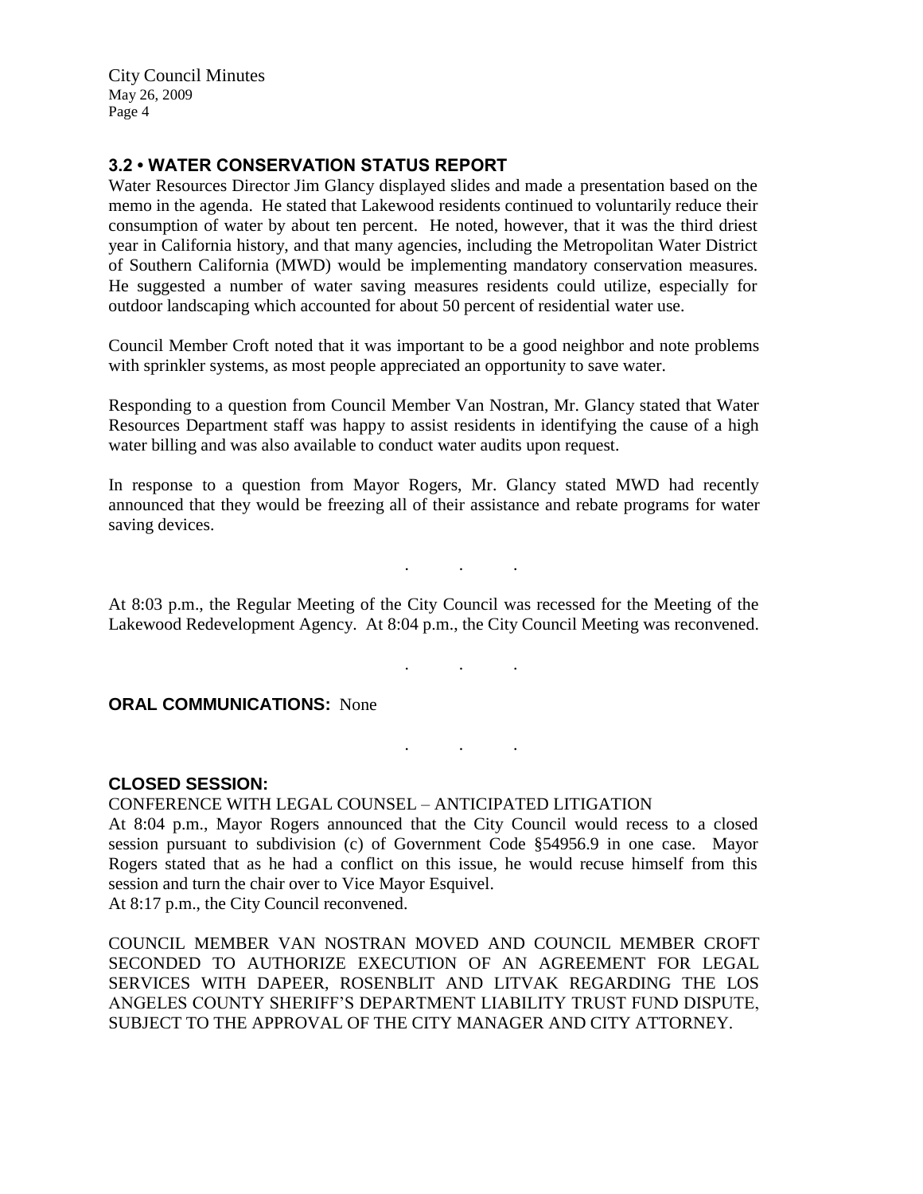### 3.2 • WATER CONSERVATION STATUS REPORT

Water Resources Director Jim Glancy displayed slides and made a presentation based on the memo in the agenda. He stated that Lakewood residents continued to voluntarily reduce their consumption of water by about ten percent. He noted, however, that it was the third driest year in California history, and that many agencies, including the Metropolitan Water District of Southern California (MWD) would be implementing mandatory conservation measures. He suggested a number of water saving measures residents could utilize, especially for outdoor landscaping which accounted for about 50 percent of residential water use.

Council Member Croft noted that it was important to be a good neighbor and note problems with sprinkler systems, as most people appreciated an opportunity to save water.

Responding to a question from Council Member Van Nostran, Mr. Glancy stated that Water Resources Department staff was happy to assist residents in identifying the cause of a high water billing and was also available to conduct water audits upon request.

In response to a question from Mayor Rogers, Mr. Glancy stated MWD had recently announced that they would be freezing all of their assistance and rebate programs for water saving devices.

. . .

At 8:03 p.m., the Regular Meeting of the City Council was recessed for the Meeting of the Lakewood Redevelopment Agency. At 8:04 p.m., the City Council Meeting was reconvened.

. . .

**ORAL COMMUNICATIONS:** None

. . .

**CLOSED SESSION:**

CONFERENCE WITH LEGAL COUNSEL – ANTICIPATED LITIGATION

At 8:04 p.m., Mayor Rogers announced that the City Council would recess to a closed session pursuant to subdivision (c) of Government Code §54956.9 in one case. Mayor Rogers stated that as he had a conflict on this issue, he would recuse himself from this session and turn the chair over to Vice Mayor Esquivel.

At 8:17 p.m., the City Council reconvened.

COUNCIL MEMBER VAN NOSTRAN MOVED AND COUNCIL MEMBER CROFT SECONDED TO AUTHORIZE EXECUTION OF AN AGREEMENT FOR LEGAL SERVICES WITH DAPEER, ROSENBLIT AND LITVAK REGARDING THE LOS ANGELES COUNTY SHERIFF'S DEPARTMENT LIABILITY TRUST FUND DISPUTE, SUBJECT TO THE APPROVAL OF THE CITY MANAGER AND CITY ATTORNEY.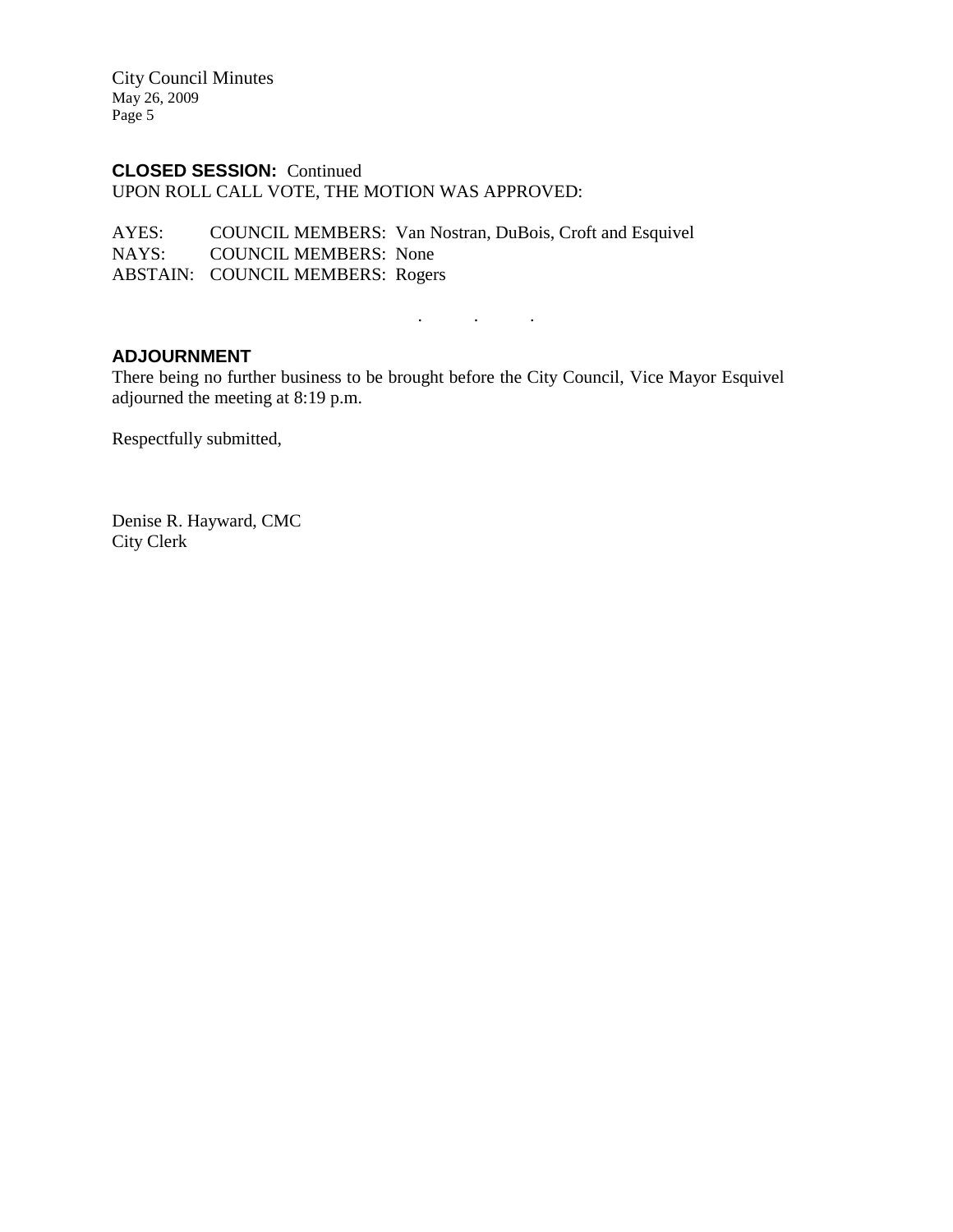**CLOSED SESSION:** Continued

UPON ROLL CALL VOTE, THE MOTION WAS APPROVED:

AYES: COUNCIL MEMBERS: Van Nostran, DuBois, Croft and Esquivel
NAYS: COUNCIL MEMBERS: None
ABSTAIN: COUNCIL MEMBERS: Rogers

. . .

## ADJOURNMENT

There being no further business to be brought before the City Council, Vice Mayor Esquivel adjourned the meeting at 8:19 p.m.

Respectfully submitted,

Denise R. Hayward, CMC
City Clerk